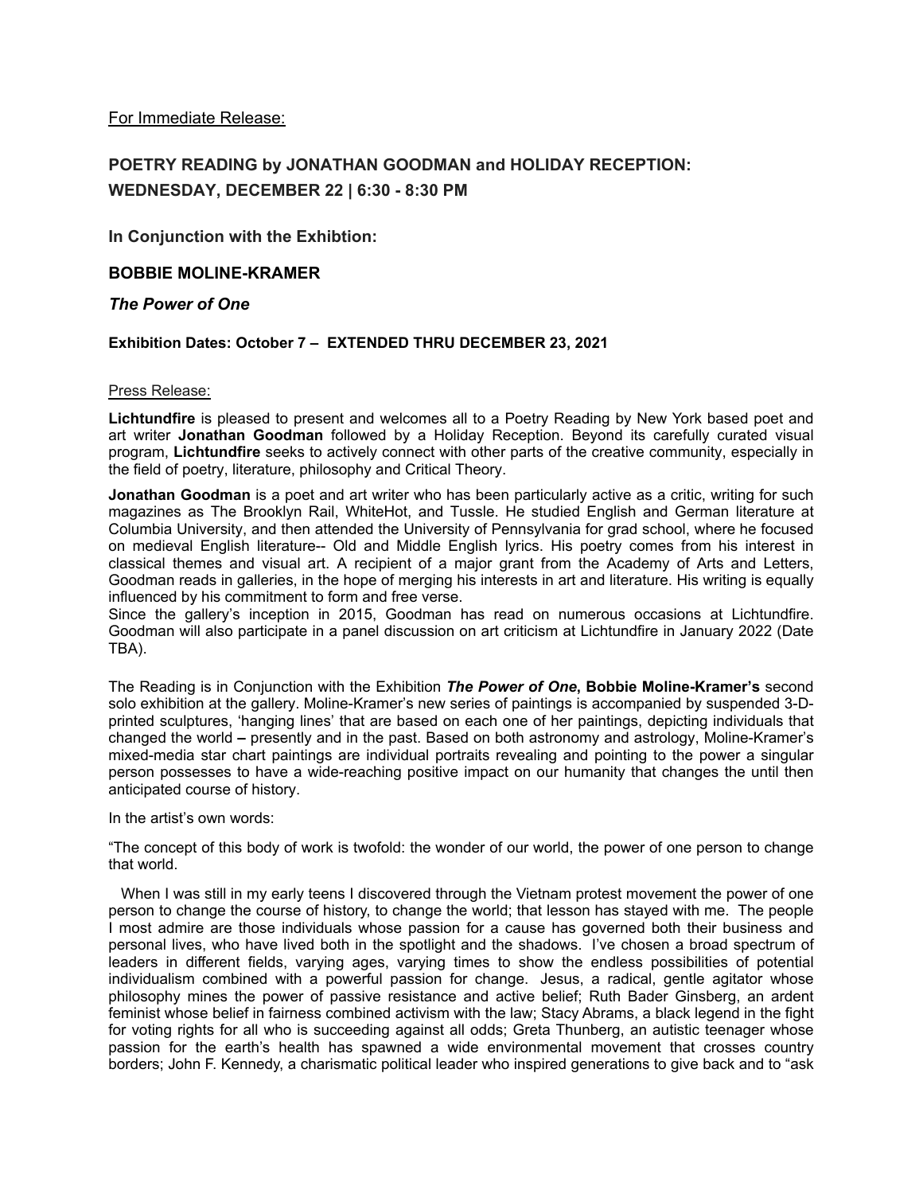For Immediate Release:

## POETRY READING by JONATHAN GOODMAN and HOLIDAY RECEPTION: WEDNESDAY, DECEMBER 22 | 6:30 - 8:30 PM

### In Conjunction with the Exhibtion:

### BOBBIE MOLINE-KRAMER

### *The Power of One*

**Exhibition Dates: October 7 – EXTENDED THRU DECEMBER 23, 2021**

Press Release:

**Lichtundfire** is pleased to present and welcomes all to a Poetry Reading by New York based poet and art writer **Jonathan Goodman** followed by a Holiday Reception. Beyond its carefully curated visual program, **Lichtundfire** seeks to actively connect with other parts of the creative community, especially in the field of poetry, literature, philosophy and Critical Theory.

**Jonathan Goodman** is a poet and art writer who has been particularly active as a critic, writing for such magazines as The Brooklyn Rail, WhiteHot, and Tussle. He studied English and German literature at Columbia University, and then attended the University of Pennsylvania for grad school, where he focused on medieval English literature-- Old and Middle English lyrics. His poetry comes from his interest in classical themes and visual art. A recipient of a major grant from the Academy of Arts and Letters, Goodman reads in galleries, in the hope of merging his interests in art and literature. His writing is equally influenced by his commitment to form and free verse.

Since the gallery's inception in 2015, Goodman has read on numerous occasions at Lichtundfire. Goodman will also participate in a panel discussion on art criticism at Lichtundfire in January 2022 (Date TBA).

The Reading is in Conjunction with the Exhibition ***The Power of One*, Bobbie Moline-Kramer's** second solo exhibition at the gallery. Moline-Kramer's new series of paintings is accompanied by suspended 3-D-printed sculptures, 'hanging lines' that are based on each one of her paintings, depicting individuals that changed the world **–** presently and in the past. Based on both astronomy and astrology, Moline-Kramer's mixed-media star chart paintings are individual portraits revealing and pointing to the power a singular person possesses to have a wide-reaching positive impact on our humanity that changes the until then anticipated course of history.

In the artist's own words:

"The concept of this body of work is twofold: the wonder of our world, the power of one person to change that world.

When I was still in my early teens I discovered through the Vietnam protest movement the power of one person to change the course of history, to change the world; that lesson has stayed with me. The people I most admire are those individuals whose passion for a cause has governed both their business and personal lives, who have lived both in the spotlight and the shadows. I've chosen a broad spectrum of leaders in different fields, varying ages, varying times to show the endless possibilities of potential individualism combined with a powerful passion for change. Jesus, a radical, gentle agitator whose philosophy mines the power of passive resistance and active belief; Ruth Bader Ginsberg, an ardent feminist whose belief in fairness combined activism with the law; Stacy Abrams, a black legend in the fight for voting rights for all who is succeeding against all odds; Greta Thunberg, an autistic teenager whose passion for the earth's health has spawned a wide environmental movement that crosses country borders; John F. Kennedy, a charismatic political leader who inspired generations to give back and to "ask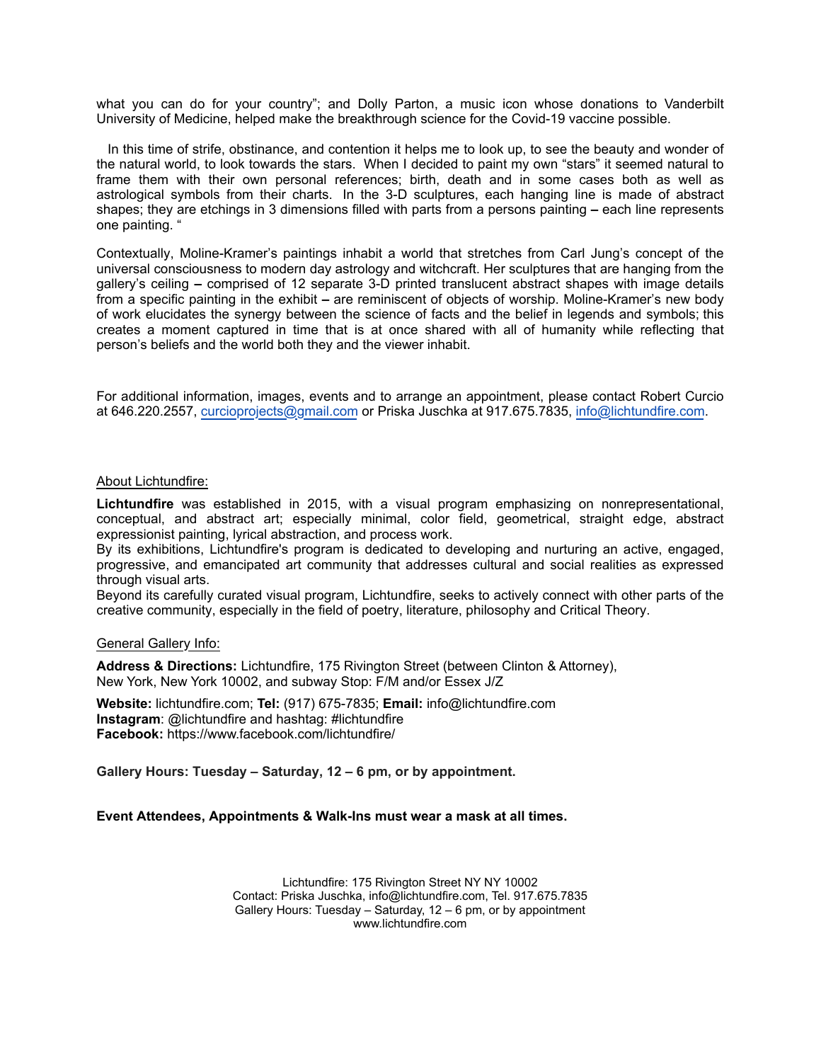what you can do for your country"; and Dolly Parton, a music icon whose donations to Vanderbilt University of Medicine, helped make the breakthrough science for the Covid-19 vaccine possible.

In this time of strife, obstinance, and contention it helps me to look up, to see the beauty and wonder of the natural world, to look towards the stars. When I decided to paint my own "stars" it seemed natural to frame them with their own personal references; birth, death and in some cases both as well as astrological symbols from their charts. In the 3-D sculptures, each hanging line is made of abstract shapes; they are etchings in 3 dimensions filled with parts from a persons painting – each line represents one painting. "

Contextually, Moline-Kramer's paintings inhabit a world that stretches from Carl Jung's concept of the universal consciousness to modern day astrology and witchcraft. Her sculptures that are hanging from the gallery's ceiling – comprised of 12 separate 3-D printed translucent abstract shapes with image details from a specific painting in the exhibit – are reminiscent of objects of worship. Moline-Kramer's new body of work elucidates the synergy between the science of facts and the belief in legends and symbols; this creates a moment captured in time that is at once shared with all of humanity while reflecting that person's beliefs and the world both they and the viewer inhabit.

For additional information, images, events and to arrange an appointment, please contact Robert Curcio at 646.220.2557, curcioprojects@gmail.com or Priska Juschka at 917.675.7835, info@lichtundfire.com.

## About Lichtundfire:

**Lichtundfire** was established in 2015, with a visual program emphasizing on nonrepresentational, conceptual, and abstract art; especially minimal, color field, geometrical, straight edge, abstract expressionist painting, lyrical abstraction, and process work.
By its exhibitions, Lichtundfire's program is dedicated to developing and nurturing an active, engaged, progressive, and emancipated art community that addresses cultural and social realities as expressed through visual arts.
Beyond its carefully curated visual program, Lichtundfire, seeks to actively connect with other parts of the creative community, especially in the field of poetry, literature, philosophy and Critical Theory.

## General Gallery Info:

**Address & Directions:** Lichtundfire, 175 Rivington Street (between Clinton & Attorney), New York, New York 10002, and subway Stop: F/M and/or Essex J/Z

**Website:** lichtundfire.com; **Tel:** (917) 675-7835; **Email:** info@lichtundfire.com
**Instagram**: @lichtundfire and hashtag: #lichtundfire
**Facebook:** https://www.facebook.com/lichtundfire/

**Gallery Hours: Tuesday – Saturday, 12 – 6 pm, or by appointment.**

**Event Attendees, Appointments & Walk-Ins must wear a mask at all times.**

Lichtundfire: 175 Rivington Street NY NY 10002
Contact: Priska Juschka, info@lichtundfire.com, Tel. 917.675.7835
Gallery Hours: Tuesday – Saturday, 12 – 6 pm, or by appointment
www.lichtundfire.com